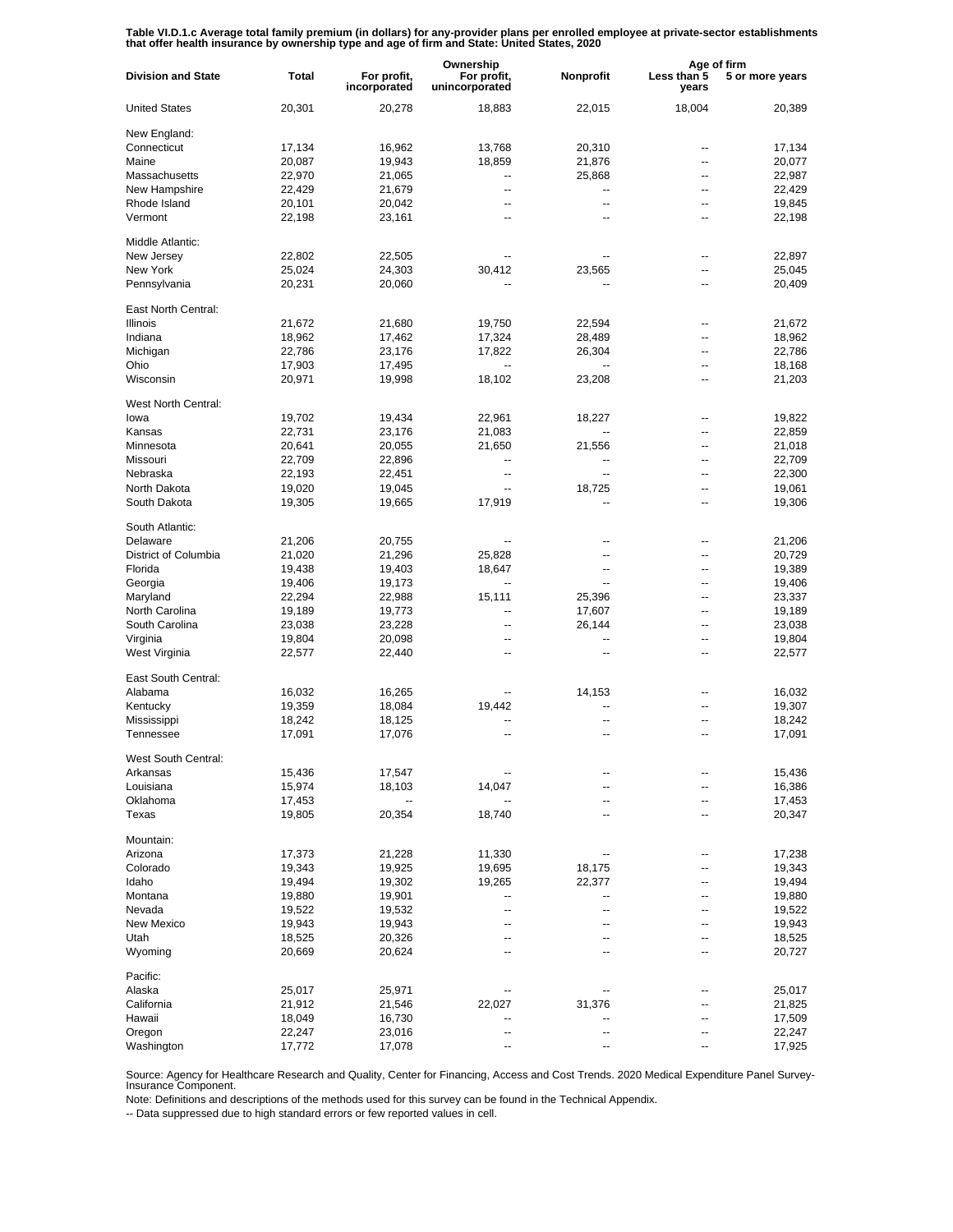**Table VI.D.1.c Average total family premium (in dollars) for any-provider plans per enrolled employee at private-sector establishments that offer health insurance by ownership type and age of firm and State: United States, 2020**

| Division and State | Total | Ownership | | | Age of firm | |
|---|---|---|---|---|---|---|
| | | For profit, incorporated | For profit, unincorporated | Nonprofit | Less than 5 years | 5 or more years |
| United States | 20,301 | 20,278 | 18,883 | 22,015 | 18,004 | 20,389 |
| New England: | | | | | | |
| Connecticut | 17,134 | 16,962 | 13,768 | 20,310 | -- | 17,134 |
| Maine | 20,087 | 19,943 | 18,859 | 21,876 | -- | 20,077 |
| Massachusetts | 22,970 | 21,065 | -- | 25,868 | -- | 22,987 |
| New Hampshire | 22,429 | 21,679 | -- | -- | -- | 22,429 |
| Rhode Island | 20,101 | 20,042 | -- | -- | -- | 19,845 |
| Vermont | 22,198 | 23,161 | -- | -- | -- | 22,198 |
| Middle Atlantic: | | | | | | |
| New Jersey | 22,802 | 22,505 | -- | -- | -- | 22,897 |
| New York | 25,024 | 24,303 | 30,412 | 23,565 | -- | 25,045 |
| Pennsylvania | 20,231 | 20,060 | -- | -- | -- | 20,409 |
| East North Central: | | | | | | |
| Illinois | 21,672 | 21,680 | 19,750 | 22,594 | -- | 21,672 |
| Indiana | 18,962 | 17,462 | 17,324 | 28,489 | -- | 18,962 |
| Michigan | 22,786 | 23,176 | 17,822 | 26,304 | -- | 22,786 |
| Ohio | 17,903 | 17,495 | -- | -- | -- | 18,168 |
| Wisconsin | 20,971 | 19,998 | 18,102 | 23,208 | -- | 21,203 |
| West North Central: | | | | | | |
| Iowa | 19,702 | 19,434 | 22,961 | 18,227 | -- | 19,822 |
| Kansas | 22,731 | 23,176 | 21,083 | -- | -- | 22,859 |
| Minnesota | 20,641 | 20,055 | 21,650 | 21,556 | -- | 21,018 |
| Missouri | 22,709 | 22,896 | -- | -- | -- | 22,709 |
| Nebraska | 22,193 | 22,451 | -- | -- | -- | 22,300 |
| North Dakota | 19,020 | 19,045 | -- | 18,725 | -- | 19,061 |
| South Dakota | 19,305 | 19,665 | 17,919 | -- | -- | 19,306 |
| South Atlantic: | | | | | | |
| Delaware | 21,206 | 20,755 | -- | -- | -- | 21,206 |
| District of Columbia | 21,020 | 21,296 | 25,828 | -- | -- | 20,729 |
| Florida | 19,438 | 19,403 | 18,647 | -- | -- | 19,389 |
| Georgia | 19,406 | 19,173 | -- | -- | -- | 19,406 |
| Maryland | 22,294 | 22,988 | 15,111 | 25,396 | -- | 23,337 |
| North Carolina | 19,189 | 19,773 | -- | 17,607 | -- | 19,189 |
| South Carolina | 23,038 | 23,228 | -- | 26,144 | -- | 23,038 |
| Virginia | 19,804 | 20,098 | -- | -- | -- | 19,804 |
| West Virginia | 22,577 | 22,440 | -- | -- | -- | 22,577 |
| East South Central: | | | | | | |
| Alabama | 16,032 | 16,265 | -- | 14,153 | -- | 16,032 |
| Kentucky | 19,359 | 18,084 | 19,442 | -- | -- | 19,307 |
| Mississippi | 18,242 | 18,125 | -- | -- | -- | 18,242 |
| Tennessee | 17,091 | 17,076 | -- | -- | -- | 17,091 |
| West South Central: | | | | | | |
| Arkansas | 15,436 | 17,547 | -- | -- | -- | 15,436 |
| Louisiana | 15,974 | 18,103 | 14,047 | -- | -- | 16,386 |
| Oklahoma | 17,453 | -- | -- | -- | -- | 17,453 |
| Texas | 19,805 | 20,354 | 18,740 | -- | -- | 20,347 |
| Mountain: | | | | | | |
| Arizona | 17,373 | 21,228 | 11,330 | -- | -- | 17,238 |
| Colorado | 19,343 | 19,925 | 19,695 | 18,175 | -- | 19,343 |
| Idaho | 19,494 | 19,302 | 19,265 | 22,377 | -- | 19,494 |
| Montana | 19,880 | 19,901 | -- | -- | -- | 19,880 |
| Nevada | 19,522 | 19,532 | -- | -- | -- | 19,522 |
| New Mexico | 19,943 | 19,943 | -- | -- | -- | 19,943 |
| Utah | 18,525 | 20,326 | -- | -- | -- | 18,525 |
| Wyoming | 20,669 | 20,624 | -- | -- | -- | 20,727 |
| Pacific: | | | | | | |
| Alaska | 25,017 | 25,971 | -- | -- | -- | 25,017 |
| California | 21,912 | 21,546 | 22,027 | 31,376 | -- | 21,825 |
| Hawaii | 18,049 | 16,730 | -- | -- | -- | 17,509 |
| Oregon | 22,247 | 23,016 | -- | -- | -- | 22,247 |
| Washington | 17,772 | 17,078 | -- | -- | -- | 17,925 |

Source: Agency for Healthcare Research and Quality, Center for Financing, Access and Cost Trends. 2020 Medical Expenditure Panel Survey-Insurance Component.

Note: Definitions and descriptions of the methods used for this survey can be found in the Technical Appendix.

-- Data suppressed due to high standard errors or few reported values in cell.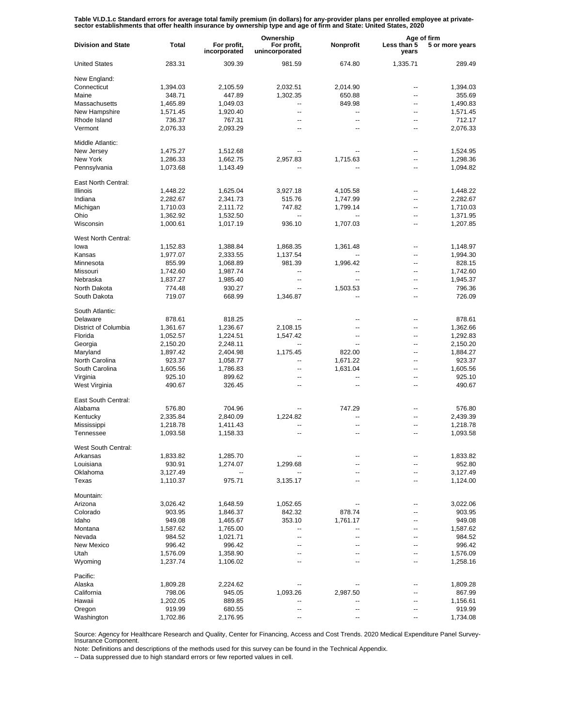**Table VI.D.1.c Standard errors for average total family premium (in dollars) for any-provider plans per enrolled employee at private-sector establishments that offer health insurance by ownership type and age of firm and State: United States, 2020**

| Division and State | Total | Ownership | | | Age of firm | |
|---|---|---|---|---|---|---|
| | | For profit, incorporated | For profit, unincorporated | Nonprofit | Less than 5 years | 5 or more years |
| United States | 283.31 | 309.39 | 981.59 | 674.80 | 1,335.71 | 289.49 |
| New England: | | | | | | |
| Connecticut | 1,394.03 | 2,105.59 | 2,032.51 | 2,014.90 | -- | 1,394.03 |
| Maine | 348.71 | 447.89 | 1,302.35 | 650.88 | -- | 355.69 |
| Massachusetts | 1,465.89 | 1,049.03 | -- | 849.98 | -- | 1,490.83 |
| New Hampshire | 1,571.45 | 1,920.40 | -- | -- | -- | 1,571.45 |
| Rhode Island | 736.37 | 767.31 | -- | -- | -- | 712.17 |
| Vermont | 2,076.33 | 2,093.29 | -- | -- | -- | 2,076.33 |
| Middle Atlantic: | | | | | | |
| New Jersey | 1,475.27 | 1,512.68 | -- | -- | -- | 1,524.95 |
| New York | 1,286.33 | 1,662.75 | 2,957.83 | 1,715.63 | -- | 1,298.36 |
| Pennsylvania | 1,073.68 | 1,143.49 | -- | -- | -- | 1,094.82 |
| East North Central: | | | | | | |
| Illinois | 1,448.22 | 1,625.04 | 3,927.18 | 4,105.58 | -- | 1,448.22 |
| Indiana | 2,282.67 | 2,341.73 | 515.76 | 1,747.99 | -- | 2,282.67 |
| Michigan | 1,710.03 | 2,111.72 | 747.82 | 1,799.14 | -- | 1,710.03 |
| Ohio | 1,362.92 | 1,532.50 | -- | -- | -- | 1,371.95 |
| Wisconsin | 1,000.61 | 1,017.19 | 936.10 | 1,707.03 | -- | 1,207.85 |
| West North Central: | | | | | | |
| Iowa | 1,152.83 | 1,388.84 | 1,868.35 | 1,361.48 | -- | 1,148.97 |
| Kansas | 1,977.07 | 2,333.55 | 1,137.54 | -- | -- | 1,994.30 |
| Minnesota | 855.99 | 1,068.89 | 981.39 | 1,996.42 | -- | 828.15 |
| Missouri | 1,742.60 | 1,987.74 | -- | -- | -- | 1,742.60 |
| Nebraska | 1,837.27 | 1,985.40 | -- | -- | -- | 1,945.37 |
| North Dakota | 774.48 | 930.27 | -- | 1,503.53 | -- | 796.36 |
| South Dakota | 719.07 | 668.99 | 1,346.87 | -- | -- | 726.09 |
| South Atlantic: | | | | | | |
| Delaware | 878.61 | 818.25 | -- | -- | -- | 878.61 |
| District of Columbia | 1,361.67 | 1,236.67 | 2,108.15 | -- | -- | 1,362.66 |
| Florida | 1,052.57 | 1,224.51 | 1,547.42 | -- | -- | 1,292.83 |
| Georgia | 2,150.20 | 2,248.11 | -- | -- | -- | 2,150.20 |
| Maryland | 1,897.42 | 2,404.98 | 1,175.45 | 822.00 | -- | 1,884.27 |
| North Carolina | 923.37 | 1,058.77 | -- | 1,671.22 | -- | 923.37 |
| South Carolina | 1,605.56 | 1,786.83 | -- | 1,631.04 | -- | 1,605.56 |
| Virginia | 925.10 | 899.62 | -- | -- | -- | 925.10 |
| West Virginia | 490.67 | 326.45 | -- | -- | -- | 490.67 |
| East South Central: | | | | | | |
| Alabama | 576.80 | 704.96 | -- | 747.29 | -- | 576.80 |
| Kentucky | 2,335.84 | 2,840.09 | 1,224.82 | -- | -- | 2,439.39 |
| Mississippi | 1,218.78 | 1,411.43 | -- | -- | -- | 1,218.78 |
| Tennessee | 1,093.58 | 1,158.33 | -- | -- | -- | 1,093.58 |
| West South Central: | | | | | | |
| Arkansas | 1,833.82 | 1,285.70 | -- | -- | -- | 1,833.82 |
| Louisiana | 930.91 | 1,274.07 | 1,299.68 | -- | -- | 952.80 |
| Oklahoma | 3,127.49 | -- | -- | -- | -- | 3,127.49 |
| Texas | 1,110.37 | 975.71 | 3,135.17 | -- | -- | 1,124.00 |
| Mountain: | | | | | | |
| Arizona | 3,026.42 | 1,648.59 | 1,052.65 | -- | -- | 3,022.06 |
| Colorado | 903.95 | 1,846.37 | 842.32 | 878.74 | -- | 903.95 |
| Idaho | 949.08 | 1,465.67 | 353.10 | 1,761.17 | -- | 949.08 |
| Montana | 1,587.62 | 1,765.00 | -- | -- | -- | 1,587.62 |
| Nevada | 984.52 | 1,021.71 | -- | -- | -- | 984.52 |
| New Mexico | 996.42 | 996.42 | -- | -- | -- | 996.42 |
| Utah | 1,576.09 | 1,358.90 | -- | -- | -- | 1,576.09 |
| Wyoming | 1,237.74 | 1,106.02 | -- | -- | -- | 1,258.16 |
| Pacific: | | | | | | |
| Alaska | 1,809.28 | 2,224.62 | -- | -- | -- | 1,809.28 |
| California | 798.06 | 945.05 | 1,093.26 | 2,987.50 | -- | 867.99 |
| Hawaii | 1,202.05 | 889.85 | -- | -- | -- | 1,156.61 |
| Oregon | 919.99 | 680.55 | -- | -- | -- | 919.99 |
| Washington | 1,702.86 | 2,176.95 | -- | -- | -- | 1,734.08 |

Source: Agency for Healthcare Research and Quality, Center for Financing, Access and Cost Trends. 2020 Medical Expenditure Panel Survey-Insurance Component.

Note: Definitions and descriptions of the methods used for this survey can be found in the Technical Appendix.

-- Data suppressed due to high standard errors or few reported values in cell.